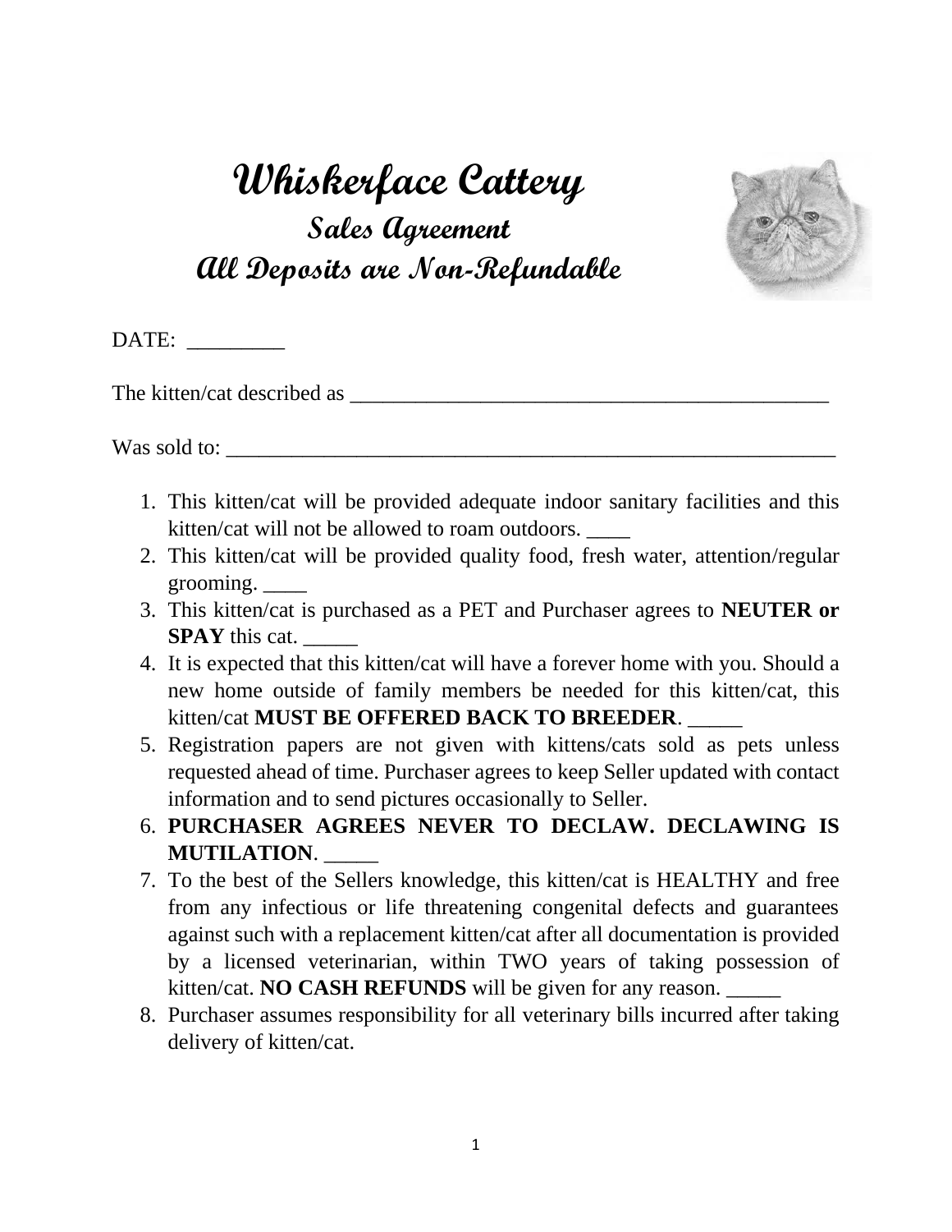# Whiskerface Cattery

## Sales Agreement

## All Deposits are Non-Refundable

DATE: _________

The kitten/cat described as ______________________________________________

Was sold to: ___________________________________________________________

1. This kitten/cat will be provided adequate indoor sanitary facilities and this kitten/cat will not be allowed to roam outdoors. ____
2. This kitten/cat will be provided quality food, fresh water, attention/regular grooming. ____
3. This kitten/cat is purchased as a PET and Purchaser agrees to **NEUTER or SPAY** this cat. _____
4. It is expected that this kitten/cat will have a forever home with you. Should a new home outside of family members be needed for this kitten/cat, this kitten/cat **MUST BE OFFERED BACK TO BREEDER**. _____
5. Registration papers are not given with kittens/cats sold as pets unless requested ahead of time. Purchaser agrees to keep Seller updated with contact information and to send pictures occasionally to Seller.
6. **PURCHASER AGREES NEVER TO DECLAW. DECLAWING IS MUTILATION**. _____
7. To the best of the Sellers knowledge, this kitten/cat is HEALTHY and free from any infectious or life threatening congenital defects and guarantees against such with a replacement kitten/cat after all documentation is provided by a licensed veterinarian, within TWO years of taking possession of kitten/cat. **NO CASH REFUNDS** will be given for any reason. _____
8. Purchaser assumes responsibility for all veterinary bills incurred after taking delivery of kitten/cat.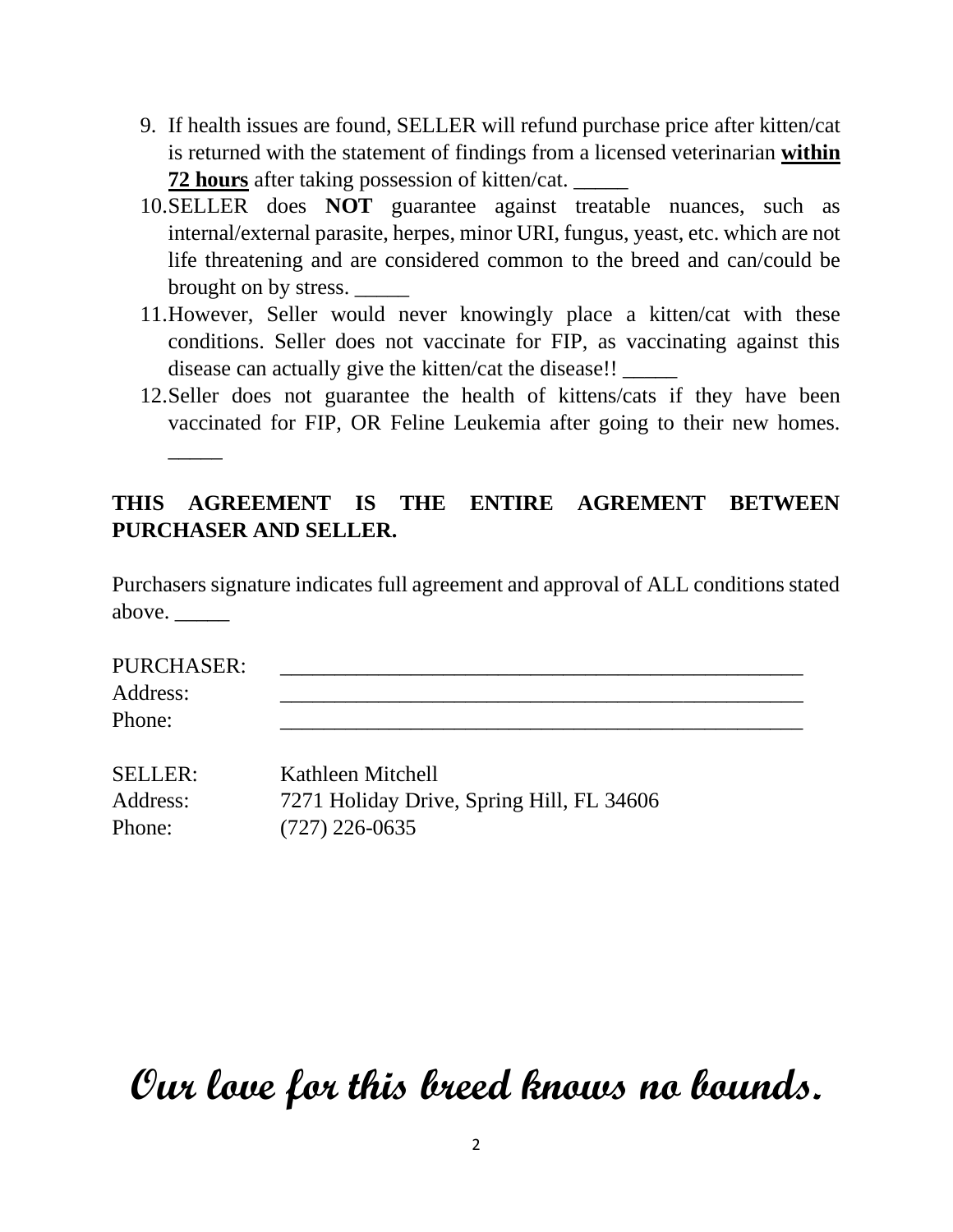9. If health issues are found, SELLER will refund purchase price after kitten/cat is returned with the statement of findings from a licensed veterinarian **within 72 hours** after taking possession of kitten/cat. _____
10. SELLER does **NOT** guarantee against treatable nuances, such as internal/external parasite, herpes, minor URI, fungus, yeast, etc. which are not life threatening and are considered common to the breed and can/could be brought on by stress. _____
11. However, Seller would never knowingly place a kitten/cat with these conditions. Seller does not vaccinate for FIP, as vaccinating against this disease can actually give the kitten/cat the disease!! _____
12. Seller does not guarantee the health of kittens/cats if they have been vaccinated for FIP, OR Feline Leukemia after going to their new homes. _____

**THIS AGREEMENT IS THE ENTIRE AGREMENT BETWEEN PURCHASER AND SELLER.**

Purchasers signature indicates full agreement and approval of ALL conditions stated above. _____

PURCHASER: __________________________________________________
Address: __________________________________________________
Phone: __________________________________________________

SELLER: Kathleen Mitchell
Address: 7271 Holiday Drive, Spring Hill, FL 34606
Phone: (727) 226-0635

***Our love for this breed knows no bounds.***